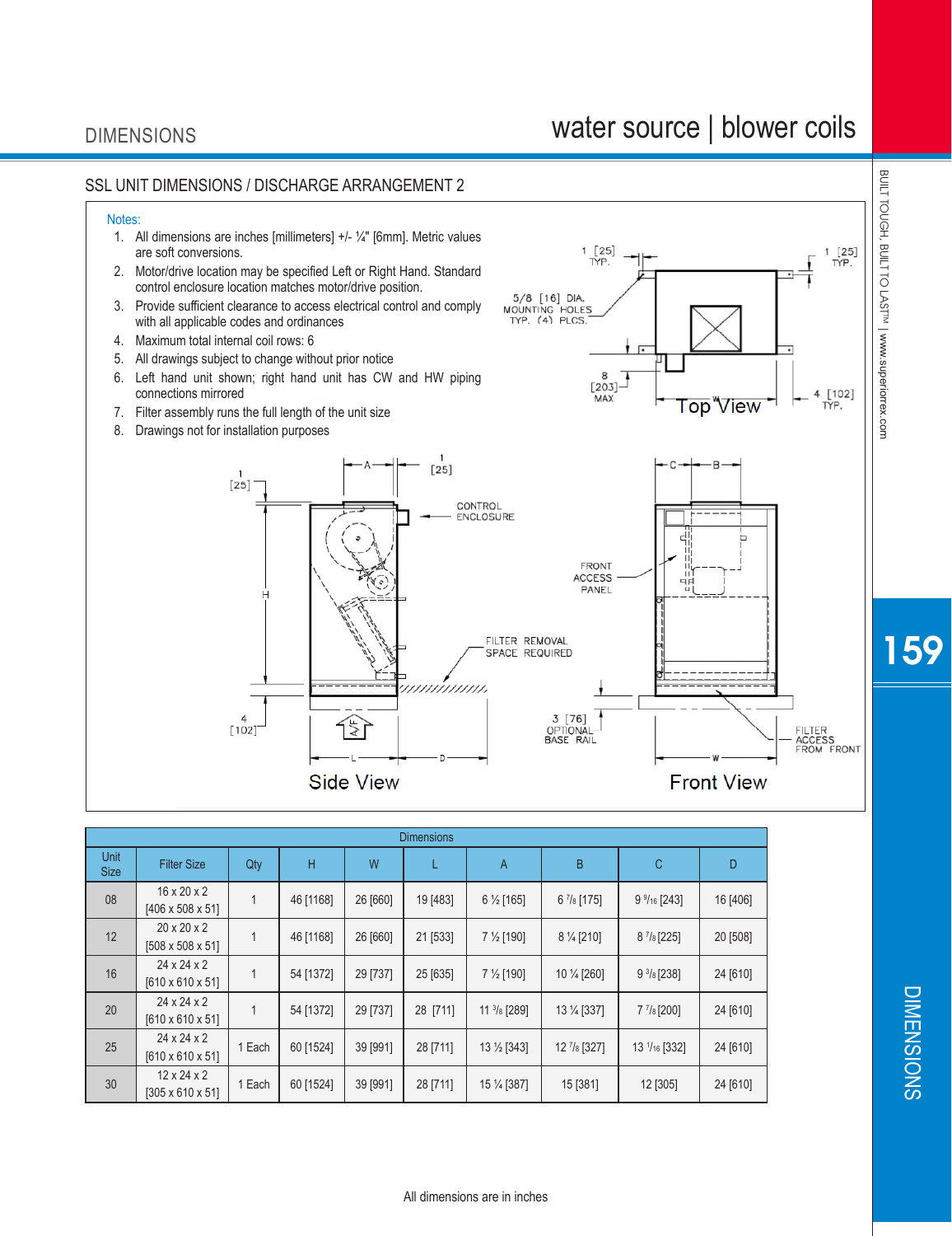## SSL UNIT DIMENSIONS / DISCHARGE ARRANGEMENT 2

Notes:

1. All dimensions are inches [millimeters] +/- ¼" [6mm]. Metric values are soft conversions.
2. Motor/drive location may be specified Left or Right Hand. Standard control enclosure location matches motor/drive position.
3. Provide sufficient clearance to access electrical control and comply with all applicable codes and ordinances
4. Maximum total internal coil rows: 6
5. All drawings subject to change without prior notice
6. Left hand unit shown; right hand unit has CW and HW piping connections mirrored
7. Filter assembly runs the full length of the unit size
8. Drawings not for installation purposes

1 [25] TYP.

5/8 [16] DIA. MOUNTING HOLES TYP. (4) PLCS.

8 [203] MAX

4 [102] TYP.

Top View

1 [25]

CONTROL ENCLOSURE

FILTER REMOVAL SPACE REQUIRED

4 [102]

A/F

Side View

FRONT ACCESS PANEL

3 [76] OPTIONAL BASE RAIL

FILTER ACCESS FROM FRONT

Front View

| Dimensions | | | | | | | | | | |
|---|---|---|---|---|---|---|---|---|---|---|
| Unit Size | Filter Size | Qty | H | W | L | A | B | C | D |
| 08 | 16 x 20 x 2 [406 x 508 x 51] | 1 | 46 [1168] | 26 [660] | 19 [483] | 6 ½ [165] | 6 7/8 [175] | 9 9/16 [243] | 16 [406] |
| 12 | 20 x 20 x 2 [508 x 508 x 51] | 1 | 46 [1168] | 26 [660] | 21 [533] | 7 ½ [190] | 8 ¼ [210] | 8 7/8 [225] | 20 [508] |
| 16 | 24 x 24 x 2 [610 x 610 x 51] | 1 | 54 [1372] | 29 [737] | 25 [635] | 7 ½ [190] | 10 ¼ [260] | 9 3/8 [238] | 24 [610] |
| 20 | 24 x 24 x 2 [610 x 610 x 51] | 1 | 54 [1372] | 29 [737] | 28 [711] | 11 3/8 [289] | 13 ¼ [337] | 7 7/8 [200] | 24 [610] |
| 25 | 24 x 24 x 2 [610 x 610 x 51] | 1 Each | 60 [1524] | 39 [991] | 28 [711] | 13 ½ [343] | 12 7/8 [327] | 13 1/16 [332] | 24 [610] |
| 30 | 12 x 24 x 2 [305 x 610 x 51] | 1 Each | 60 [1524] | 39 [991] | 28 [711] | 15 ¼ [387] | 15 [381] | 12 [305] | 24 [610] |

All dimensions are in inches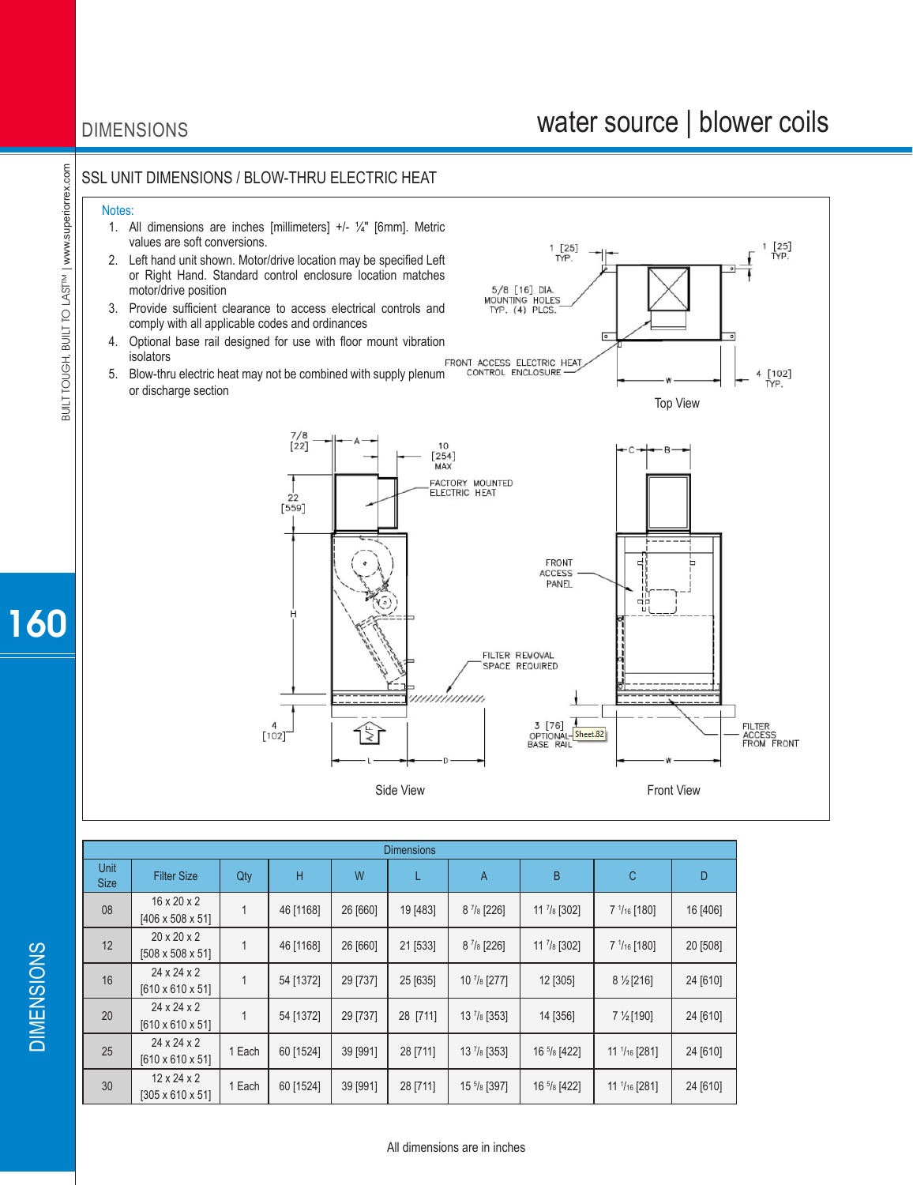## DIMENSIONS

# water source | blower coils

### SSL UNIT DIMENSIONS / BLOW-THRU ELECTRIC HEAT

Notes:

1. All dimensions are inches [millimeters] +/- ¼" [6mm]. Metric values are soft conversions.
2. Left hand unit shown. Motor/drive location may be specified Left or Right Hand. Standard control enclosure location matches motor/drive position
3. Provide sufficient clearance to access electrical controls and comply with all applicable codes and ordinances
4. Optional base rail designed for use with floor mount vibration isolators
5. Blow-thru electric heat may not be combined with supply plenum or discharge section

1 [25] TYP.
1 [25] TYP.
5/8 [16] DIA. MOUNTING HOLES TYP. (4) PLCS.
FRONT ACCESS ELECTRIC HEAT CONTROL ENCLOSURE
W
4 [102] TYP.

Top View

7/8 [22]
A
10 [254] MAX
FACTORY MOUNTED ELECTRIC HEAT
22 [559]
H
FILTER REMOVAL SPACE REQUIRED
4 [102]
A/F
L
D

Side View

C
B
FRONT ACCESS PANEL
3 [76] OPTIONAL BASE RAIL
FILTER ACCESS FROM FRONT
W

Front View

| Dimensions | | | | | | | | | | |
|---|---|---|---|---|---|---|---|---|---|---|
| Unit Size | Filter Size | Qty | H | W | L | A | B | C | D |
| 08 | 16 x 20 x 2 [406 x 508 x 51] | 1 | 46 [1168] | 26 [660] | 19 [483] | 8 7/8 [226] | 11 7/8 [302] | 7 1/16 [180] | 16 [406] |
| 12 | 20 x 20 x 2 [508 x 508 x 51] | 1 | 46 [1168] | 26 [660] | 21 [533] | 8 7/8 [226] | 11 7/8 [302] | 7 1/16 [180] | 20 [508] |
| 16 | 24 x 24 x 2 [610 x 610 x 51] | 1 | 54 [1372] | 29 [737] | 25 [635] | 10 7/8 [277] | 12 [305] | 8 ½ [216] | 24 [610] |
| 20 | 24 x 24 x 2 [610 x 610 x 51] | 1 | 54 [1372] | 29 [737] | 28 [711] | 13 7/8 [353] | 14 [356] | 7 ½ [190] | 24 [610] |
| 25 | 24 x 24 x 2 [610 x 610 x 51] | 1 Each | 60 [1524] | 39 [991] | 28 [711] | 13 7/8 [353] | 16 5/8 [422] | 11 1/16 [281] | 24 [610] |
| 30 | 12 x 24 x 2 [305 x 610 x 51] | 1 Each | 60 [1524] | 39 [991] | 28 [711] | 15 5/8 [397] | 16 5/8 [422] | 11 1/16 [281] | 24 [610] |

All dimensions are in inches